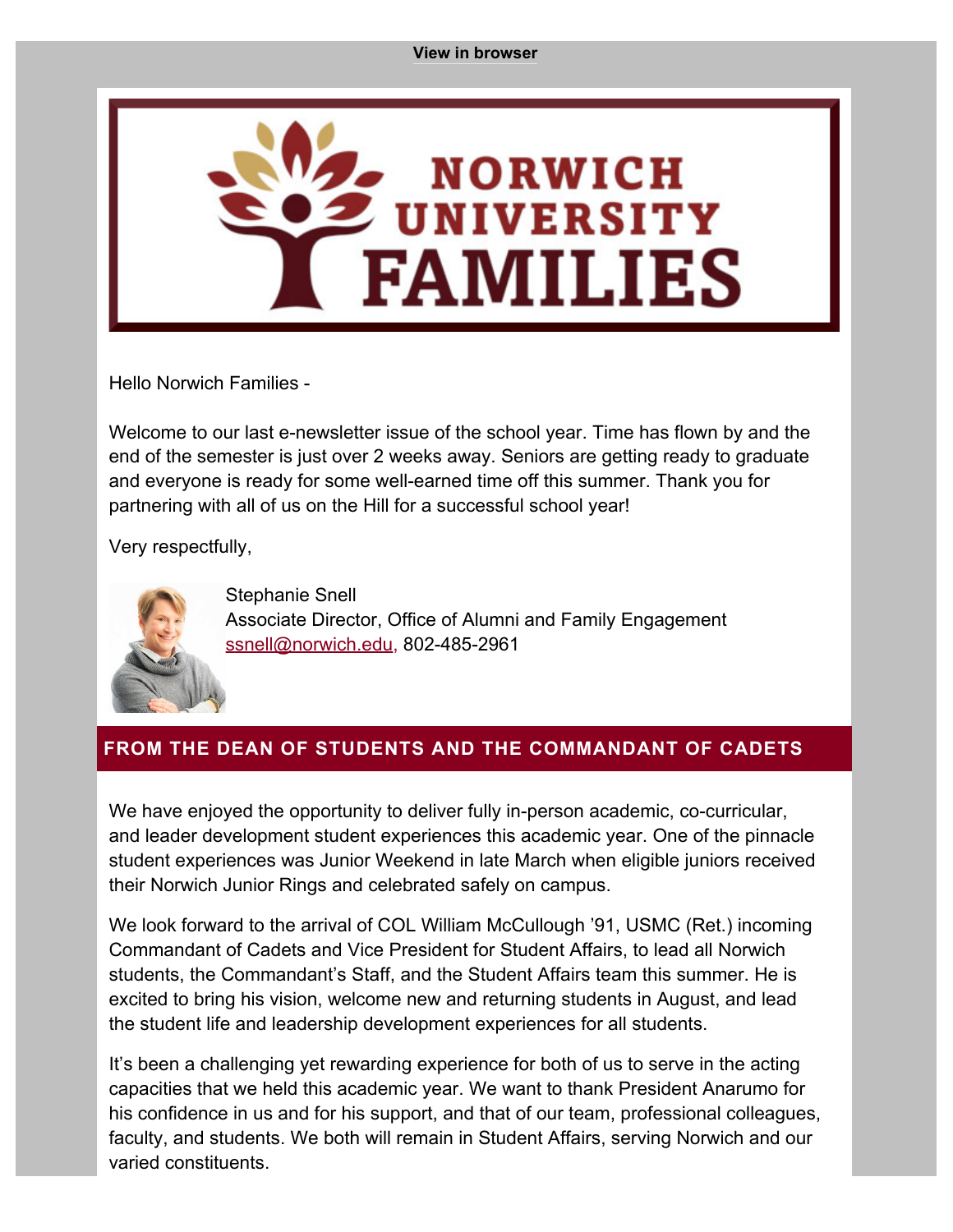View in browser

NORWICH UNIVERSITY FAMILIES

Hello Norwich Families -

Welcome to our last e-newsletter issue of the school year. Time has flown by and the end of the semester is just over 2 weeks away. Seniors are getting ready to graduate and everyone is ready for some well-earned time off this summer. Thank you for partnering with all of us on the Hill for a successful school year!

Very respectfully,

Stephanie Snell
Associate Director, Office of Alumni and Family Engagement
ssnell@norwich.edu, 802-485-2961

## FROM THE DEAN OF STUDENTS AND THE COMMANDANT OF CADETS

We have enjoyed the opportunity to deliver fully in-person academic, co-curricular, and leader development student experiences this academic year. One of the pinnacle student experiences was Junior Weekend in late March when eligible juniors received their Norwich Junior Rings and celebrated safely on campus.

We look forward to the arrival of COL William McCullough '91, USMC (Ret.) incoming Commandant of Cadets and Vice President for Student Affairs, to lead all Norwich students, the Commandant's Staff, and the Student Affairs team this summer. He is excited to bring his vision, welcome new and returning students in August, and lead the student life and leadership development experiences for all students.

It's been a challenging yet rewarding experience for both of us to serve in the acting capacities that we held this academic year. We want to thank President Anarumo for his confidence in us and for his support, and that of our team, professional colleagues, faculty, and students. We both will remain in Student Affairs, serving Norwich and our varied constituents.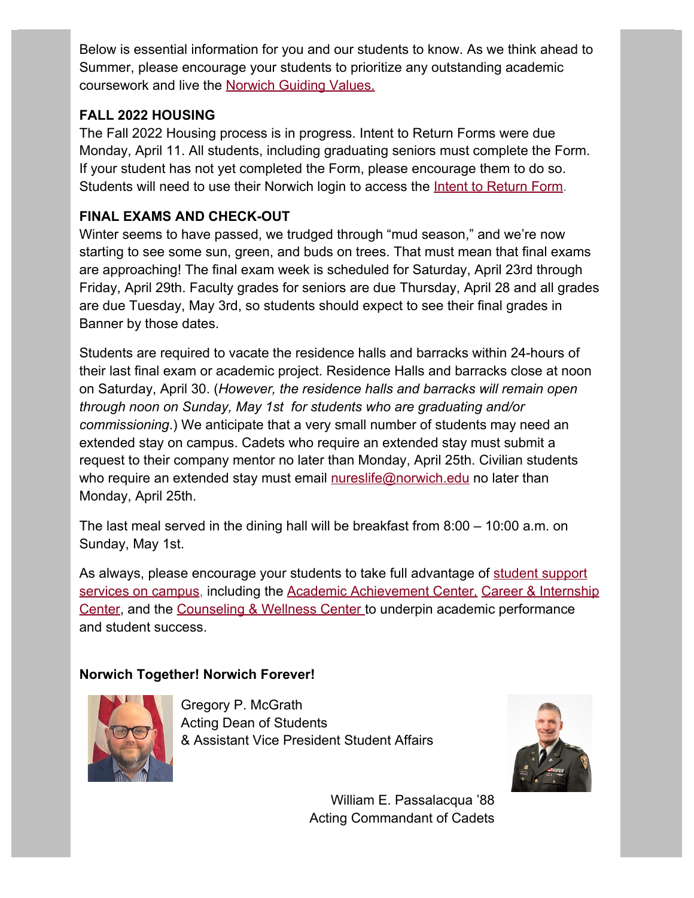Below is essential information for you and our students to know. As we think ahead to Summer, please encourage your students to prioritize any outstanding academic coursework and live the Norwich Guiding Values.

**FALL 2022 HOUSING**

The Fall 2022 Housing process is in progress. Intent to Return Forms were due Monday, April 11. All students, including graduating seniors must complete the Form. If your student has not yet completed the Form, please encourage them to do so. Students will need to use their Norwich login to access the Intent to Return Form.

**FINAL EXAMS AND CHECK-OUT**

Winter seems to have passed, we trudged through "mud season," and we're now starting to see some sun, green, and buds on trees. That must mean that final exams are approaching! The final exam week is scheduled for Saturday, April 23rd through Friday, April 29th. Faculty grades for seniors are due Thursday, April 28 and all grades are due Tuesday, May 3rd, so students should expect to see their final grades in Banner by those dates.

Students are required to vacate the residence halls and barracks within 24-hours of their last final exam or academic project. Residence Halls and barracks close at noon on Saturday, April 30. (*However, the residence halls and barracks will remain open through noon on Sunday, May 1st for students who are graduating and/or commissioning*.) We anticipate that a very small number of students may need an extended stay on campus. Cadets who require an extended stay must submit a request to their company mentor no later than Monday, April 25th. Civilian students who require an extended stay must email nureslife@norwich.edu no later than Monday, April 25th.

The last meal served in the dining hall will be breakfast from 8:00 – 10:00 a.m. on Sunday, May 1st.

As always, please encourage your students to take full advantage of student support services on campus, including the Academic Achievement Center, Career & Internship Center, and the Counseling & Wellness Center to underpin academic performance and student success.

**Norwich Together! Norwich Forever!**

Gregory P. McGrath
Acting Dean of Students
& Assistant Vice President Student Affairs

William E. Passalacqua '88
Acting Commandant of Cadets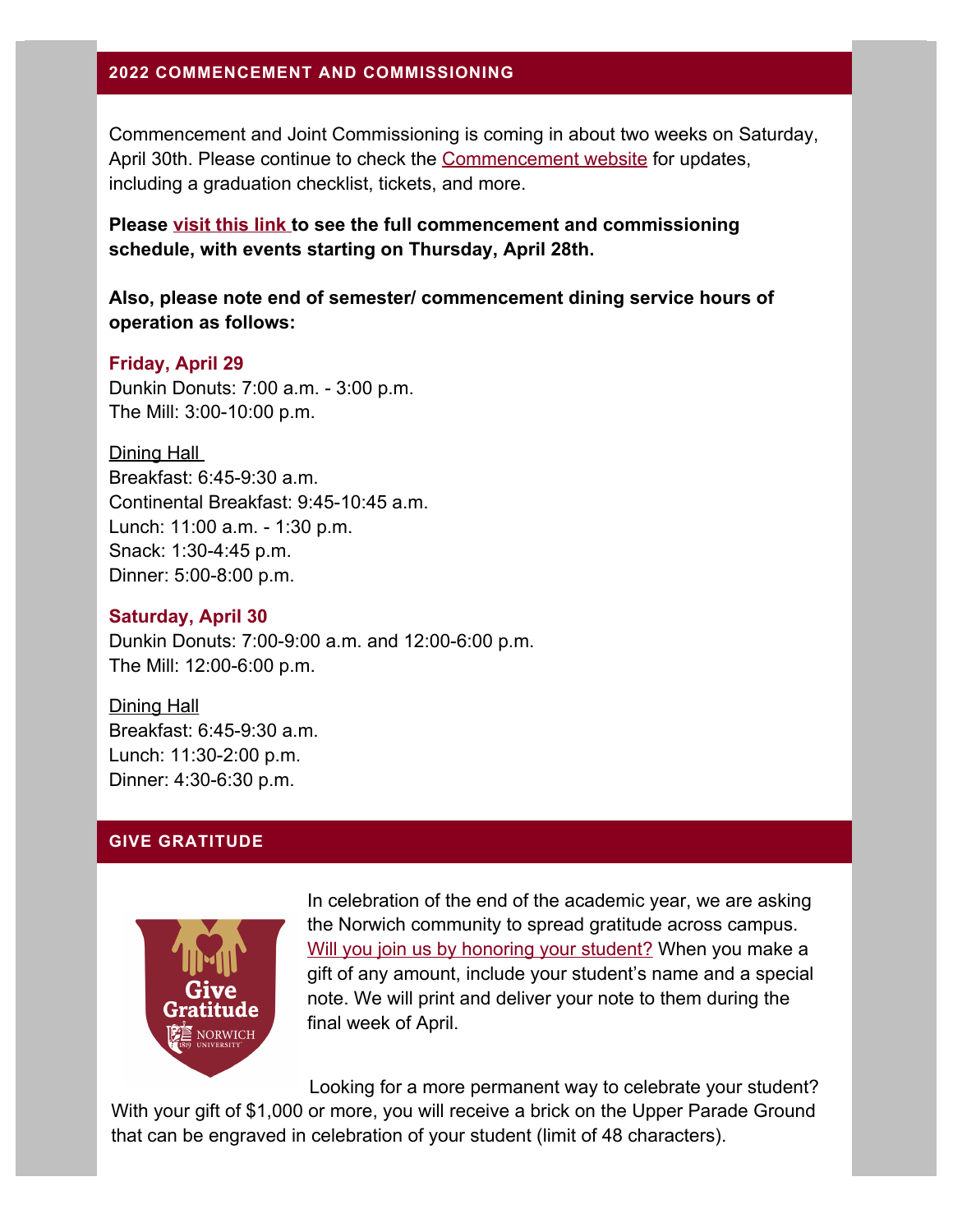## 2022 COMMENCEMENT AND COMMISSIONING

Commencement and Joint Commissioning is coming in about two weeks on Saturday, April 30th. Please continue to check the Commencement website for updates, including a graduation checklist, tickets, and more.

**Please visit this link to see the full commencement and commissioning schedule, with events starting on Thursday, April 28th.**

**Also, please note end of semester/ commencement dining service hours of operation as follows:**

**Friday, April 29**
Dunkin Donuts: 7:00 a.m. - 3:00 p.m.
The Mill: 3:00-10:00 p.m.

Dining Hall
Breakfast: 6:45-9:30 a.m.
Continental Breakfast: 9:45-10:45 a.m.
Lunch: 11:00 a.m. - 1:30 p.m.
Snack: 1:30-4:45 p.m.
Dinner: 5:00-8:00 p.m.

**Saturday, April 30**
Dunkin Donuts: 7:00-9:00 a.m. and 12:00-6:00 p.m.
The Mill: 12:00-6:00 p.m.

Dining Hall
Breakfast: 6:45-9:30 a.m.
Lunch: 11:30-2:00 p.m.
Dinner: 4:30-6:30 p.m.

## GIVE GRATITUDE

In celebration of the end of the academic year, we are asking the Norwich community to spread gratitude across campus. Will you join us by honoring your student? When you make a gift of any amount, include your student's name and a special note. We will print and deliver your note to them during the final week of April.

Looking for a more permanent way to celebrate your student? With your gift of $1,000 or more, you will receive a brick on the Upper Parade Ground that can be engraved in celebration of your student (limit of 48 characters).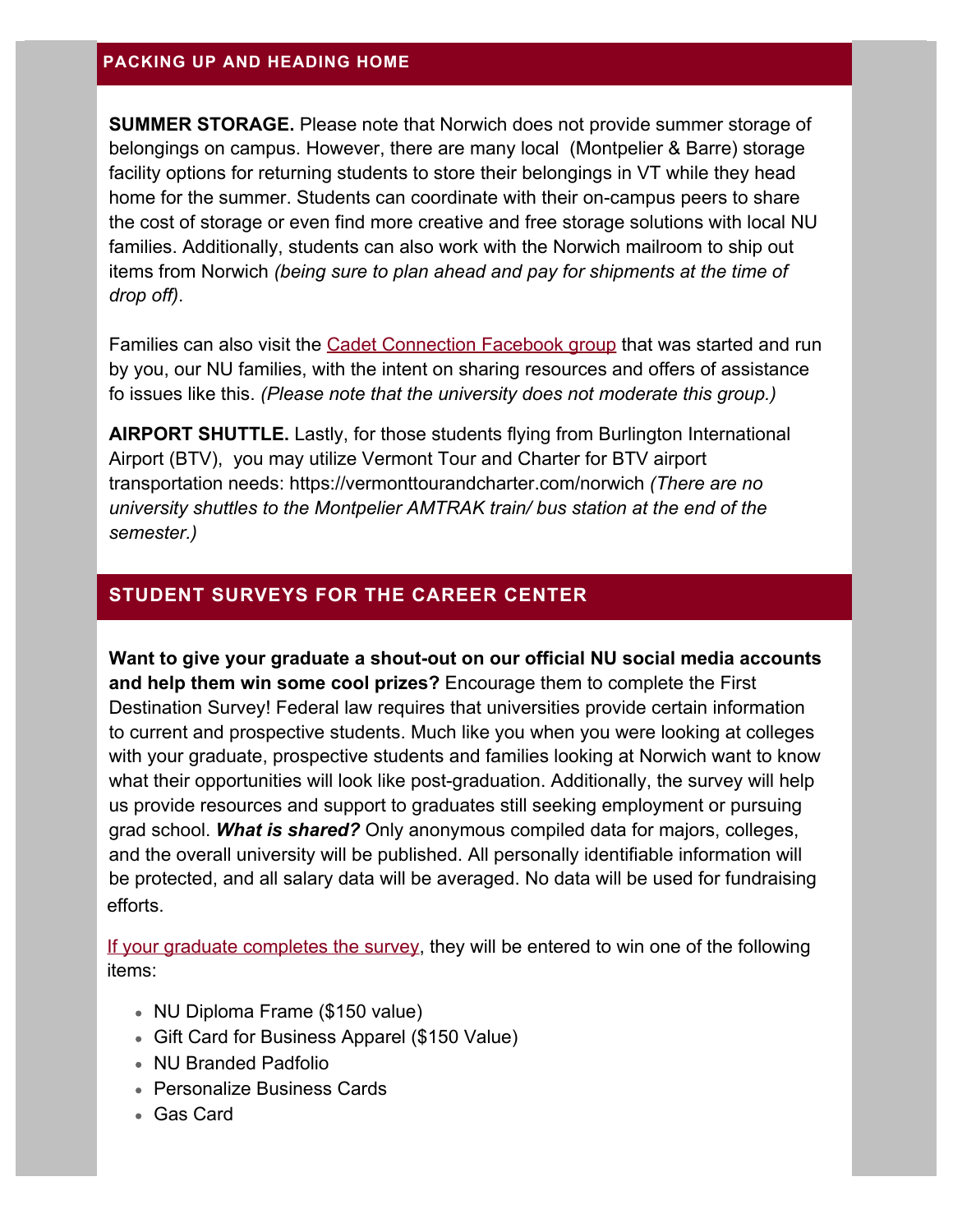## PACKING UP AND HEADING HOME

**SUMMER STORAGE.** Please note that Norwich does not provide summer storage of belongings on campus. However, there are many local (Montpelier & Barre) storage facility options for returning students to store their belongings in VT while they head home for the summer. Students can coordinate with their on-campus peers to share the cost of storage or even find more creative and free storage solutions with local NU families. Additionally, students can also work with the Norwich mailroom to ship out items from Norwich *(being sure to plan ahead and pay for shipments at the time of drop off)*.

Families can also visit the Cadet Connection Facebook group that was started and run by you, our NU families, with the intent on sharing resources and offers of assistance fo issues like this. *(Please note that the university does not moderate this group.)*

**AIRPORT SHUTTLE.** Lastly, for those students flying from Burlington International Airport (BTV), you may utilize Vermont Tour and Charter for BTV airport transportation needs: https://vermonttourandcharter.com/norwich *(There are no university shuttles to the Montpelier AMTRAK train/ bus station at the end of the semester.)*

## STUDENT SURVEYS FOR THE CAREER CENTER

**Want to give your graduate a shout-out on our official NU social media accounts and help them win some cool prizes?** Encourage them to complete the First Destination Survey! Federal law requires that universities provide certain information to current and prospective students. Much like you when you were looking at colleges with your graduate, prospective students and families looking at Norwich want to know what their opportunities will look like post-graduation. Additionally, the survey will help us provide resources and support to graduates still seeking employment or pursuing grad school. ***What is shared?*** Only anonymous compiled data for majors, colleges, and the overall university will be published. All personally identifiable information will be protected, and all salary data will be averaged. No data will be used for fundraising efforts.

If your graduate completes the survey, they will be entered to win one of the following items:

- NU Diploma Frame ($150 value)
- Gift Card for Business Apparel ($150 Value)
- NU Branded Padfolio
- Personalize Business Cards
- Gas Card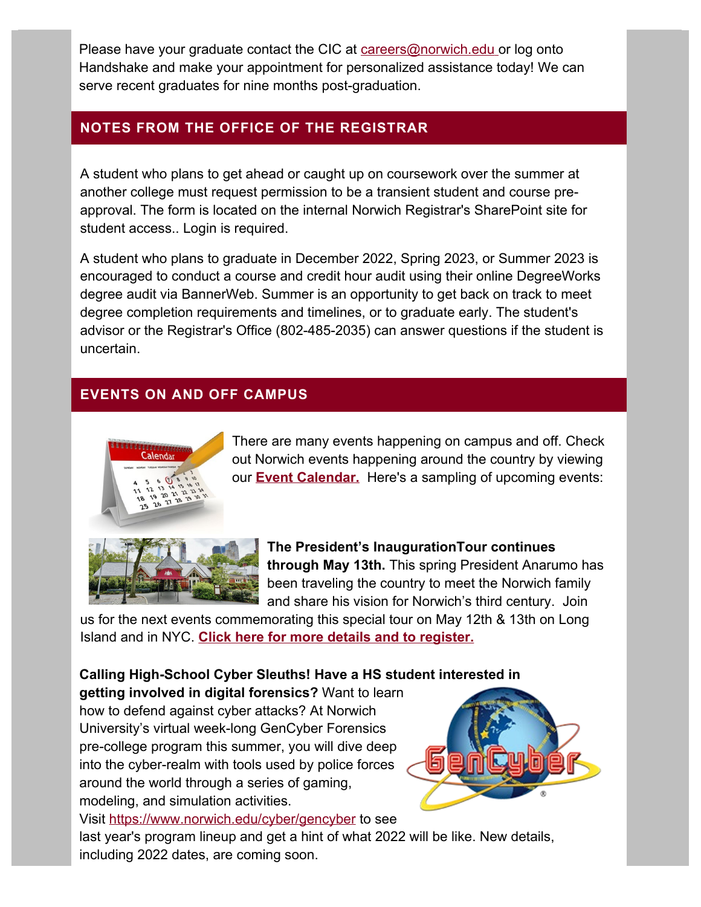Please have your graduate contact the CIC at careers@norwich.edu or log onto Handshake and make your appointment for personalized assistance today! We can serve recent graduates for nine months post-graduation.

## NOTES FROM THE OFFICE OF THE REGISTRAR

A student who plans to get ahead or caught up on coursework over the summer at another college must request permission to be a transient student and course pre-approval. The form is located on the internal Norwich Registrar's SharePoint site for student access.. Login is required.

A student who plans to graduate in December 2022, Spring 2023, or Summer 2023 is encouraged to conduct a course and credit hour audit using their online DegreeWorks degree audit via BannerWeb. Summer is an opportunity to get back on track to meet degree completion requirements and timelines, or to graduate early. The student's advisor or the Registrar's Office (802-485-2035) can answer questions if the student is uncertain.

## EVENTS ON AND OFF CAMPUS

There are many events happening on campus and off. Check out Norwich events happening around the country by viewing our **Event Calendar.** Here's a sampling of upcoming events:

**The President's InaugurationTour continues through May 13th.** This spring President Anarumo has been traveling the country to meet the Norwich family and share his vision for Norwich's third century. Join us for the next events commemorating this special tour on May 12th & 13th on Long Island and in NYC. **Click here for more details and to register.**

**Calling High-School Cyber Sleuths! Have a HS student interested in getting involved in digital forensics?** Want to learn how to defend against cyber attacks? At Norwich University's virtual week-long GenCyber Forensics pre-college program this summer, you will dive deep into the cyber-realm with tools used by police forces around the world through a series of gaming, modeling, and simulation activities. Visit https://www.norwich.edu/cyber/gencyber to see last year's program lineup and get a hint of what 2022 will be like. New details, including 2022 dates, are coming soon.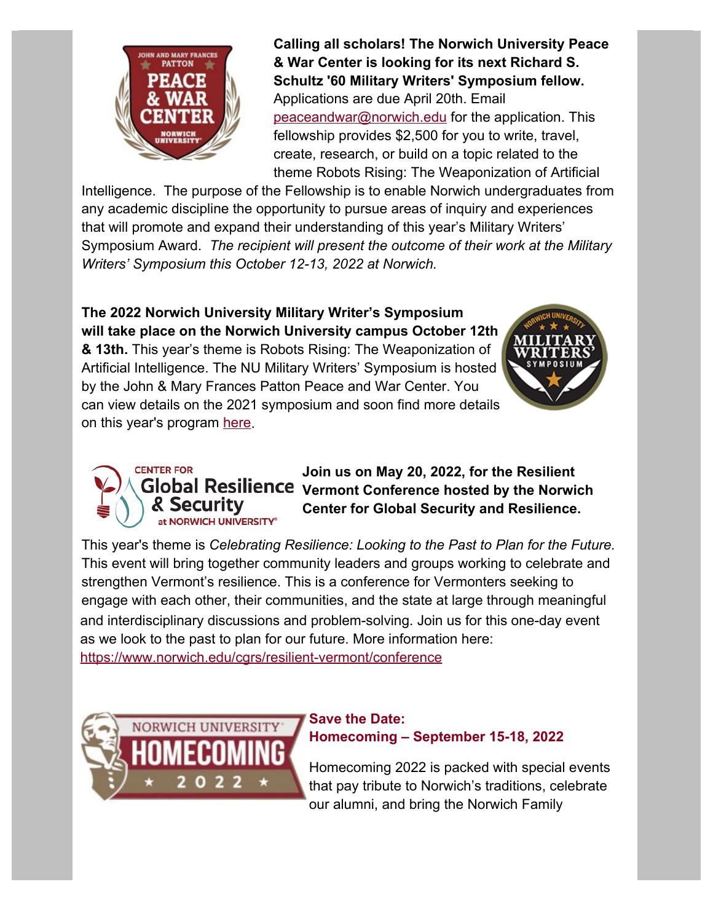**Calling all scholars! The Norwich University Peace & War Center is looking for its next Richard S. Schultz '60 Military Writers' Symposium fellow.** Applications are due April 20th. Email peaceandwar@norwich.edu for the application. This fellowship provides $2,500 for you to write, travel, create, research, or build on a topic related to the theme Robots Rising: The Weaponization of Artificial Intelligence. The purpose of the Fellowship is to enable Norwich undergraduates from any academic discipline the opportunity to pursue areas of inquiry and experiences that will promote and expand their understanding of this year's Military Writers' Symposium Award. *The recipient will present the outcome of their work at the Military Writers' Symposium this October 12-13, 2022 at Norwich.*

**The 2022 Norwich University Military Writer's Symposium will take place on the Norwich University campus October 12th & 13th.** This year's theme is Robots Rising: The Weaponization of Artificial Intelligence. The NU Military Writers' Symposium is hosted by the John & Mary Frances Patton Peace and War Center. You can view details on the 2021 symposium and soon find more details on this year's program here.

**Join us on May 20, 2022, for the Resilient Vermont Conference hosted by the Norwich Center for Global Security and Resilience.**

This year's theme is *Celebrating Resilience: Looking to the Past to Plan for the Future.* This event will bring together community leaders and groups working to celebrate and strengthen Vermont's resilience. This is a conference for Vermonters seeking to engage with each other, their communities, and the state at large through meaningful and interdisciplinary discussions and problem-solving. Join us for this one-day event as we look to the past to plan for our future. More information here: https://www.norwich.edu/cgrs/resilient-vermont/conference

**Save the Date:**
**Homecoming – September 15-18, 2022**

Homecoming 2022 is packed with special events that pay tribute to Norwich's traditions, celebrate our alumni, and bring the Norwich Family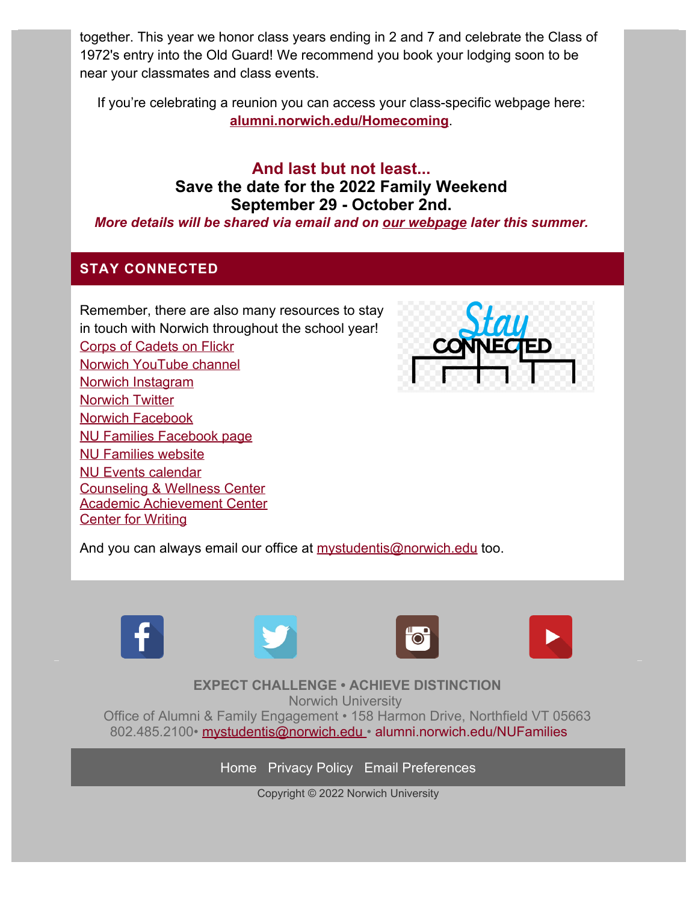together. This year we honor class years ending in 2 and 7 and celebrate the Class of 1972's entry into the Old Guard! We recommend you book your lodging soon to be near your classmates and class events.

If you're celebrating a reunion you can access your class-specific webpage here: **alumni.norwich.edu/Homecoming**.

**And last but not least...**
**Save the date for the 2022 Family Weekend**
**September 29 - October 2nd.**
***More details will be shared via email and on our webpage later this summer.***

## STAY CONNECTED

Remember, there are also many resources to stay in touch with Norwich throughout the school year!

Corps of Cadets on Flickr
Norwich YouTube channel
Norwich Instagram
Norwich Twitter
Norwich Facebook
NU Families Facebook page
NU Families website
NU Events calendar
Counseling & Wellness Center
Academic Achievement Center
Center for Writing

And you can always email our office at mystudentis@norwich.edu too.

**EXPECT CHALLENGE • ACHIEVE DISTINCTION**
Norwich University
Office of Alumni & Family Engagement • 158 Harmon Drive, Northfield VT 05663
802.485.2100• mystudentis@norwich.edu • alumni.norwich.edu/NUFamilies

Home Privacy Policy Email Preferences

Copyright © 2022 Norwich University